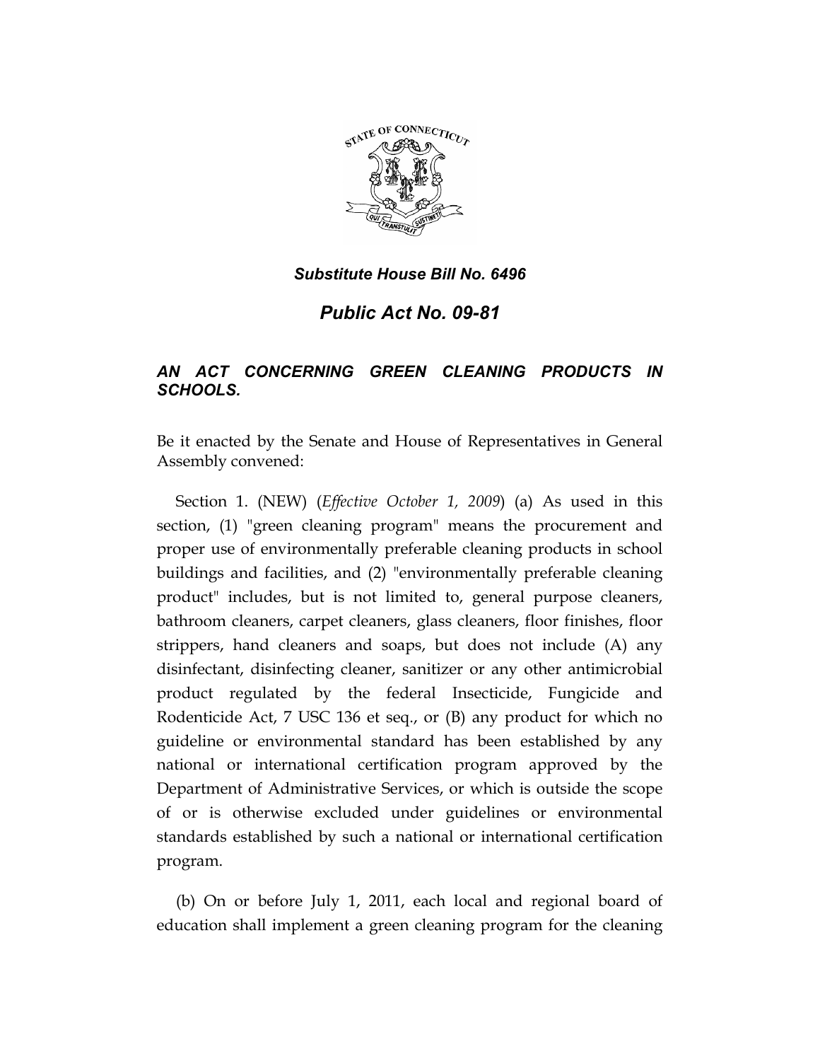## *Substitute House Bill No. 6496*

# *Public Act No. 09-81*

### *AN ACT CONCERNING GREEN CLEANING PRODUCTS IN SCHOOLS.*

Be it enacted by the Senate and House of Representatives in General Assembly convened:

Section 1. (NEW) (*Effective October 1, 2009*) (a) As used in this section, (1) "green cleaning program" means the procurement and proper use of environmentally preferable cleaning products in school buildings and facilities, and (2) "environmentally preferable cleaning product" includes, but is not limited to, general purpose cleaners, bathroom cleaners, carpet cleaners, glass cleaners, floor finishes, floor strippers, hand cleaners and soaps, but does not include (A) any disinfectant, disinfecting cleaner, sanitizer or any other antimicrobial product regulated by the federal Insecticide, Fungicide and Rodenticide Act, 7 USC 136 et seq., or (B) any product for which no guideline or environmental standard has been established by any national or international certification program approved by the Department of Administrative Services, or which is outside the scope of or is otherwise excluded under guidelines or environmental standards established by such a national or international certification program.

(b) On or before July 1, 2011, each local and regional board of education shall implement a green cleaning program for the cleaning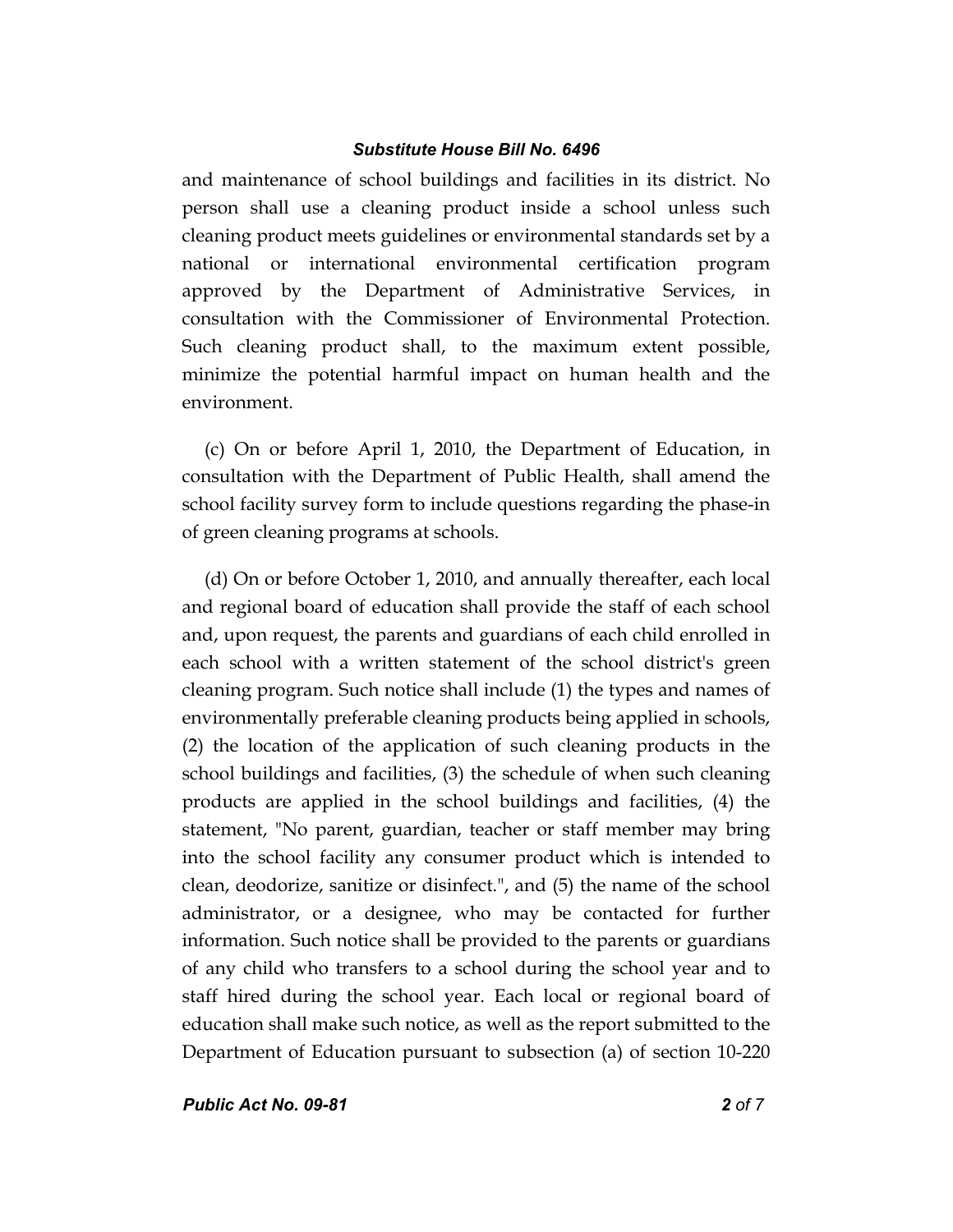and maintenance of school buildings and facilities in its district. No person shall use a cleaning product inside a school unless such cleaning product meets guidelines or environmental standards set by a national or international environmental certification program approved by the Department of Administrative Services, in consultation with the Commissioner of Environmental Protection. Such cleaning product shall, to the maximum extent possible, minimize the potential harmful impact on human health and the environment.

(c) On or before April 1, 2010, the Department of Education, in consultation with the Department of Public Health, shall amend the school facility survey form to include questions regarding the phase-in of green cleaning programs at schools.

(d) On or before October 1, 2010, and annually thereafter, each local and regional board of education shall provide the staff of each school and, upon request, the parents and guardians of each child enrolled in each school with a written statement of the school district's green cleaning program. Such notice shall include (1) the types and names of environmentally preferable cleaning products being applied in schools, (2) the location of the application of such cleaning products in the school buildings and facilities, (3) the schedule of when such cleaning products are applied in the school buildings and facilities, (4) the statement, "No parent, guardian, teacher or staff member may bring into the school facility any consumer product which is intended to clean, deodorize, sanitize or disinfect.", and (5) the name of the school administrator, or a designee, who may be contacted for further information. Such notice shall be provided to the parents or guardians of any child who transfers to a school during the school year and to staff hired during the school year. Each local or regional board of education shall make such notice, as well as the report submitted to the Department of Education pursuant to subsection (a) of section 10-220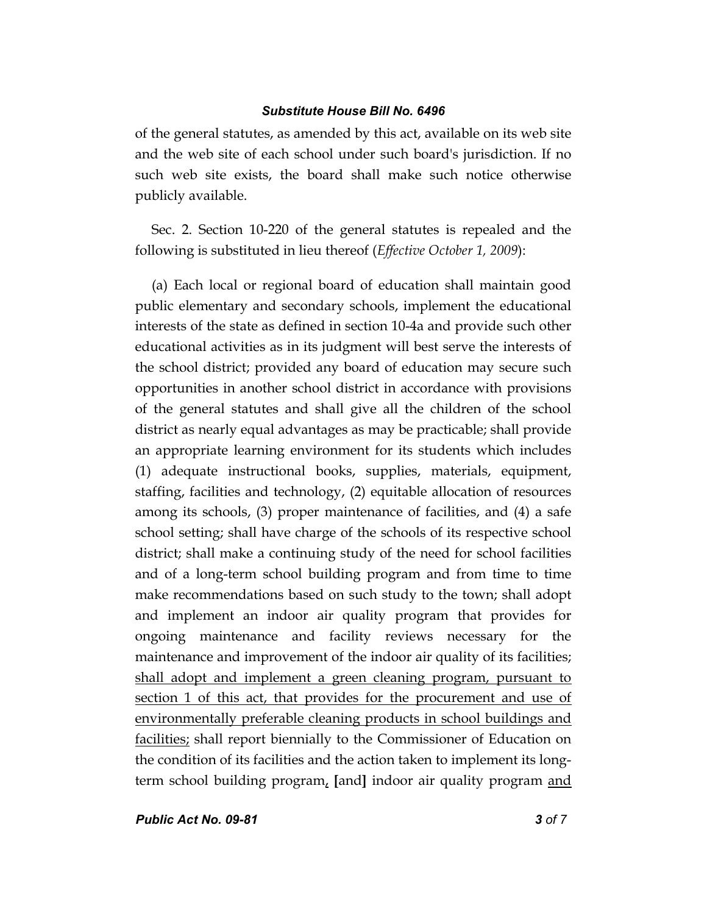of the general statutes, as amended by this act, available on its web site and the web site of each school under such board's jurisdiction. If no such web site exists, the board shall make such notice otherwise publicly available.

Sec. 2. Section 10-220 of the general statutes is repealed and the following is substituted in lieu thereof (*Effective October 1, 2009*):

(a) Each local or regional board of education shall maintain good public elementary and secondary schools, implement the educational interests of the state as defined in section 10-4a and provide such other educational activities as in its judgment will best serve the interests of the school district; provided any board of education may secure such opportunities in another school district in accordance with provisions of the general statutes and shall give all the children of the school district as nearly equal advantages as may be practicable; shall provide an appropriate learning environment for its students which includes (1) adequate instructional books, supplies, materials, equipment, staffing, facilities and technology, (2) equitable allocation of resources among its schools, (3) proper maintenance of facilities, and (4) a safe school setting; shall have charge of the schools of its respective school district; shall make a continuing study of the need for school facilities and of a long-term school building program and from time to time make recommendations based on such study to the town; shall adopt and implement an indoor air quality program that provides for ongoing maintenance and facility reviews necessary for the maintenance and improvement of the indoor air quality of its facilities; <u>shall adopt and implement a green cleaning program, pursuant to section 1 of this act, that provides for the procurement and use of environmentally preferable cleaning products in school buildings and facilities;</u> shall report biennially to the Commissioner of Education on the condition of its facilities and the action taken to implement its long-term school building program<u>,</u> **[**and**]** indoor air quality program <u>and</u>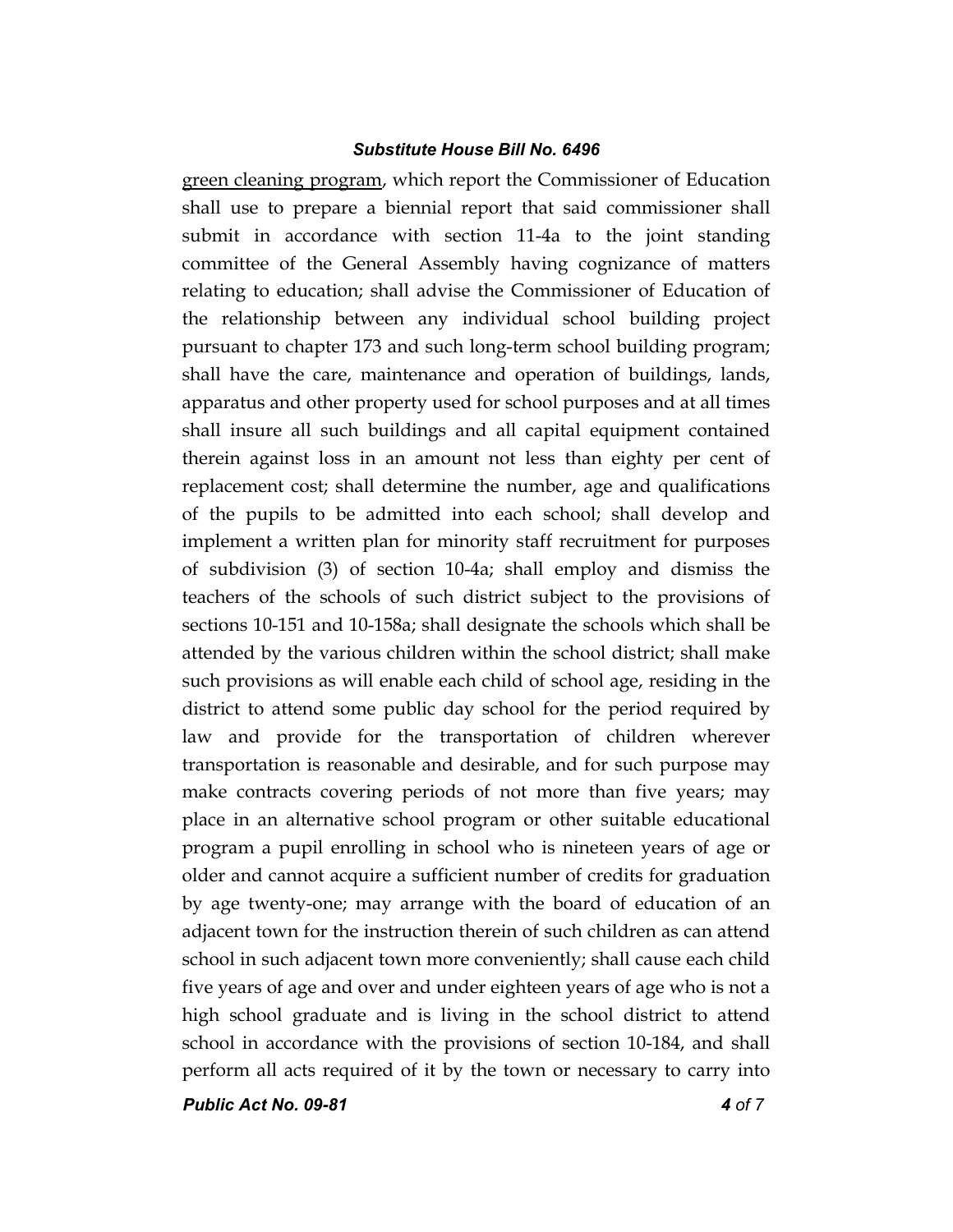green cleaning program, which report the Commissioner of Education shall use to prepare a biennial report that said commissioner shall submit in accordance with section 11-4a to the joint standing committee of the General Assembly having cognizance of matters relating to education; shall advise the Commissioner of Education of the relationship between any individual school building project pursuant to chapter 173 and such long-term school building program; shall have the care, maintenance and operation of buildings, lands, apparatus and other property used for school purposes and at all times shall insure all such buildings and all capital equipment contained therein against loss in an amount not less than eighty per cent of replacement cost; shall determine the number, age and qualifications of the pupils to be admitted into each school; shall develop and implement a written plan for minority staff recruitment for purposes of subdivision (3) of section 10-4a; shall employ and dismiss the teachers of the schools of such district subject to the provisions of sections 10-151 and 10-158a; shall designate the schools which shall be attended by the various children within the school district; shall make such provisions as will enable each child of school age, residing in the district to attend some public day school for the period required by law and provide for the transportation of children wherever transportation is reasonable and desirable, and for such purpose may make contracts covering periods of not more than five years; may place in an alternative school program or other suitable educational program a pupil enrolling in school who is nineteen years of age or older and cannot acquire a sufficient number of credits for graduation by age twenty-one; may arrange with the board of education of an adjacent town for the instruction therein of such children as can attend school in such adjacent town more conveniently; shall cause each child five years of age and over and under eighteen years of age who is not a high school graduate and is living in the school district to attend school in accordance with the provisions of section 10-184, and shall perform all acts required of it by the town or necessary to carry into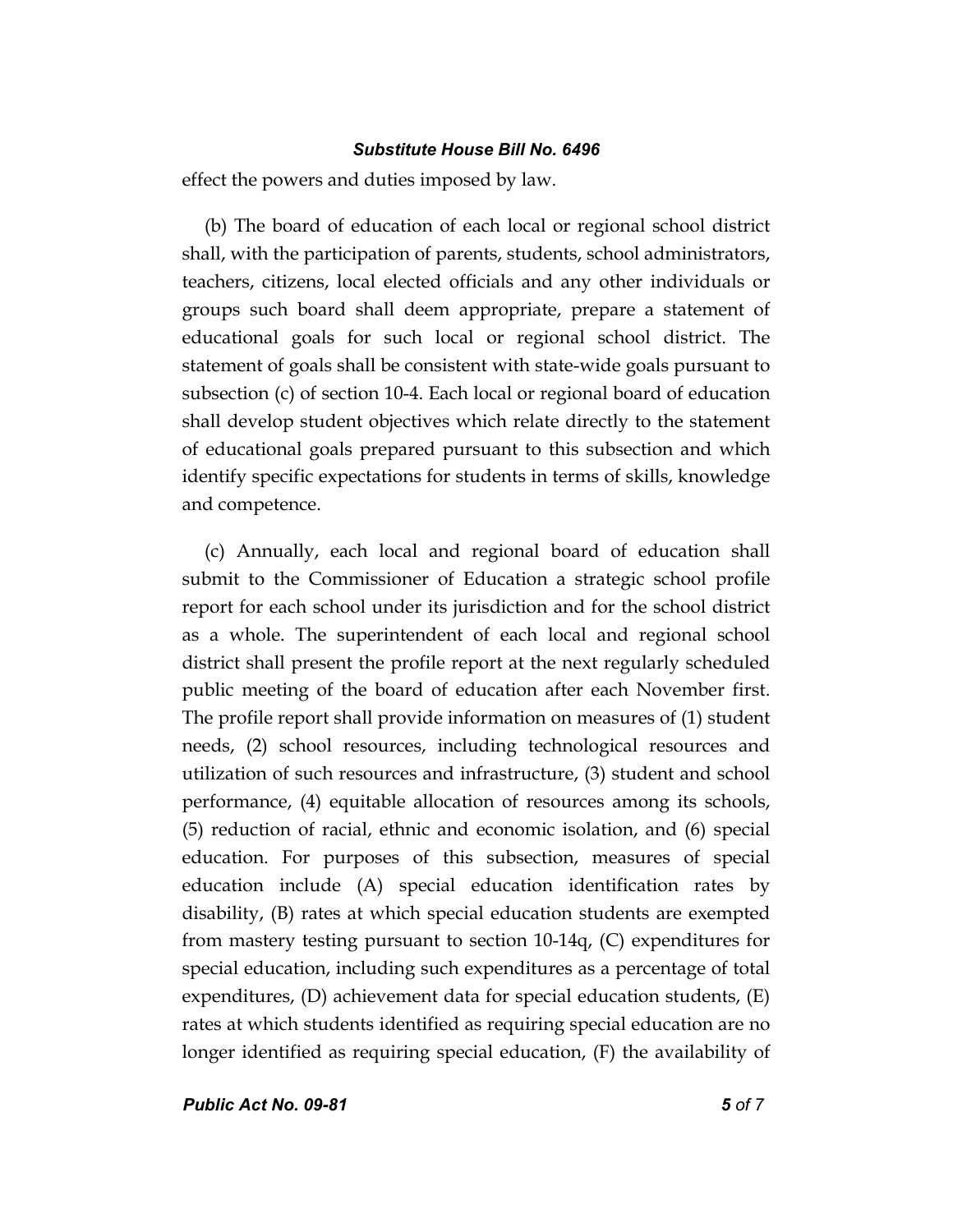effect the powers and duties imposed by law.

(b) The board of education of each local or regional school district shall, with the participation of parents, students, school administrators, teachers, citizens, local elected officials and any other individuals or groups such board shall deem appropriate, prepare a statement of educational goals for such local or regional school district. The statement of goals shall be consistent with state-wide goals pursuant to subsection (c) of section 10-4. Each local or regional board of education shall develop student objectives which relate directly to the statement of educational goals prepared pursuant to this subsection and which identify specific expectations for students in terms of skills, knowledge and competence.

(c) Annually, each local and regional board of education shall submit to the Commissioner of Education a strategic school profile report for each school under its jurisdiction and for the school district as a whole. The superintendent of each local and regional school district shall present the profile report at the next regularly scheduled public meeting of the board of education after each November first. The profile report shall provide information on measures of (1) student needs, (2) school resources, including technological resources and utilization of such resources and infrastructure, (3) student and school performance, (4) equitable allocation of resources among its schools, (5) reduction of racial, ethnic and economic isolation, and (6) special education. For purposes of this subsection, measures of special education include (A) special education identification rates by disability, (B) rates at which special education students are exempted from mastery testing pursuant to section 10-14q, (C) expenditures for special education, including such expenditures as a percentage of total expenditures, (D) achievement data for special education students, (E) rates at which students identified as requiring special education are no longer identified as requiring special education, (F) the availability of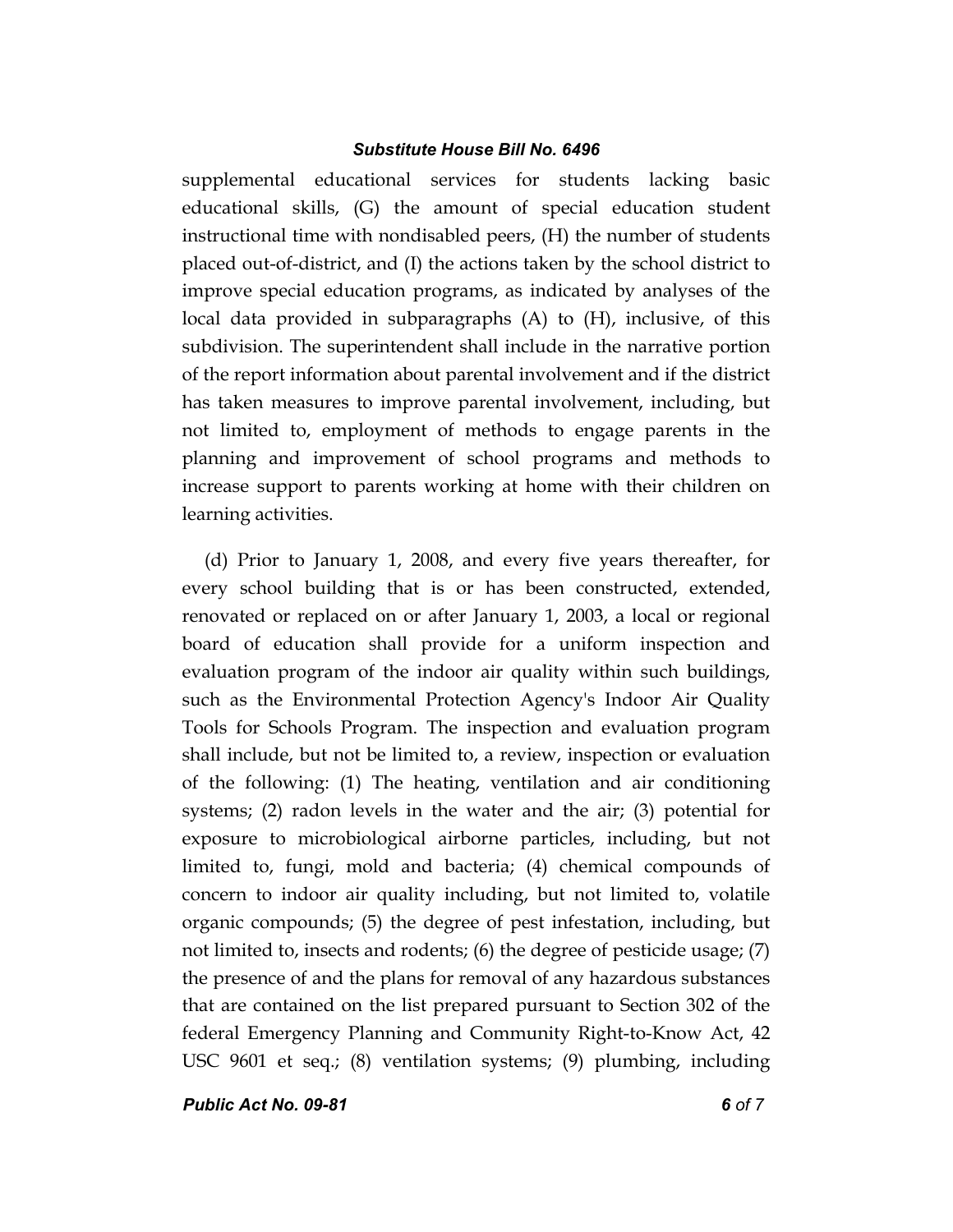supplemental educational services for students lacking basic educational skills, (G) the amount of special education student instructional time with nondisabled peers, (H) the number of students placed out-of-district, and (I) the actions taken by the school district to improve special education programs, as indicated by analyses of the local data provided in subparagraphs (A) to (H), inclusive, of this subdivision. The superintendent shall include in the narrative portion of the report information about parental involvement and if the district has taken measures to improve parental involvement, including, but not limited to, employment of methods to engage parents in the planning and improvement of school programs and methods to increase support to parents working at home with their children on learning activities.

(d) Prior to January 1, 2008, and every five years thereafter, for every school building that is or has been constructed, extended, renovated or replaced on or after January 1, 2003, a local or regional board of education shall provide for a uniform inspection and evaluation program of the indoor air quality within such buildings, such as the Environmental Protection Agency's Indoor Air Quality Tools for Schools Program. The inspection and evaluation program shall include, but not be limited to, a review, inspection or evaluation of the following: (1) The heating, ventilation and air conditioning systems; (2) radon levels in the water and the air; (3) potential for exposure to microbiological airborne particles, including, but not limited to, fungi, mold and bacteria; (4) chemical compounds of concern to indoor air quality including, but not limited to, volatile organic compounds; (5) the degree of pest infestation, including, but not limited to, insects and rodents; (6) the degree of pesticide usage; (7) the presence of and the plans for removal of any hazardous substances that are contained on the list prepared pursuant to Section 302 of the federal Emergency Planning and Community Right-to-Know Act, 42 USC 9601 et seq.; (8) ventilation systems; (9) plumbing, including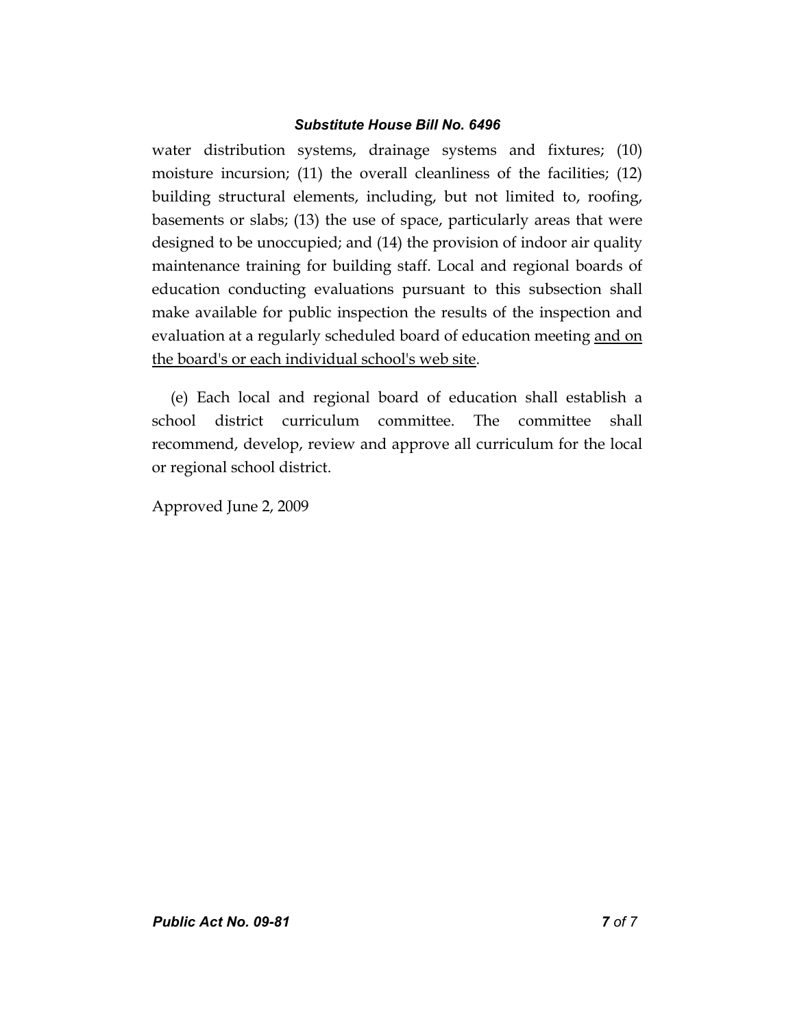water distribution systems, drainage systems and fixtures; (10) moisture incursion; (11) the overall cleanliness of the facilities; (12) building structural elements, including, but not limited to, roofing, basements or slabs; (13) the use of space, particularly areas that were designed to be unoccupied; and (14) the provision of indoor air quality maintenance training for building staff. Local and regional boards of education conducting evaluations pursuant to this subsection shall make available for public inspection the results of the inspection and evaluation at a regularly scheduled board of education meeting <u>and on the board's or each individual school's web site</u>.

(e) Each local and regional board of education shall establish a school district curriculum committee. The committee shall recommend, develop, review and approve all curriculum for the local or regional school district.

Approved June 2, 2009